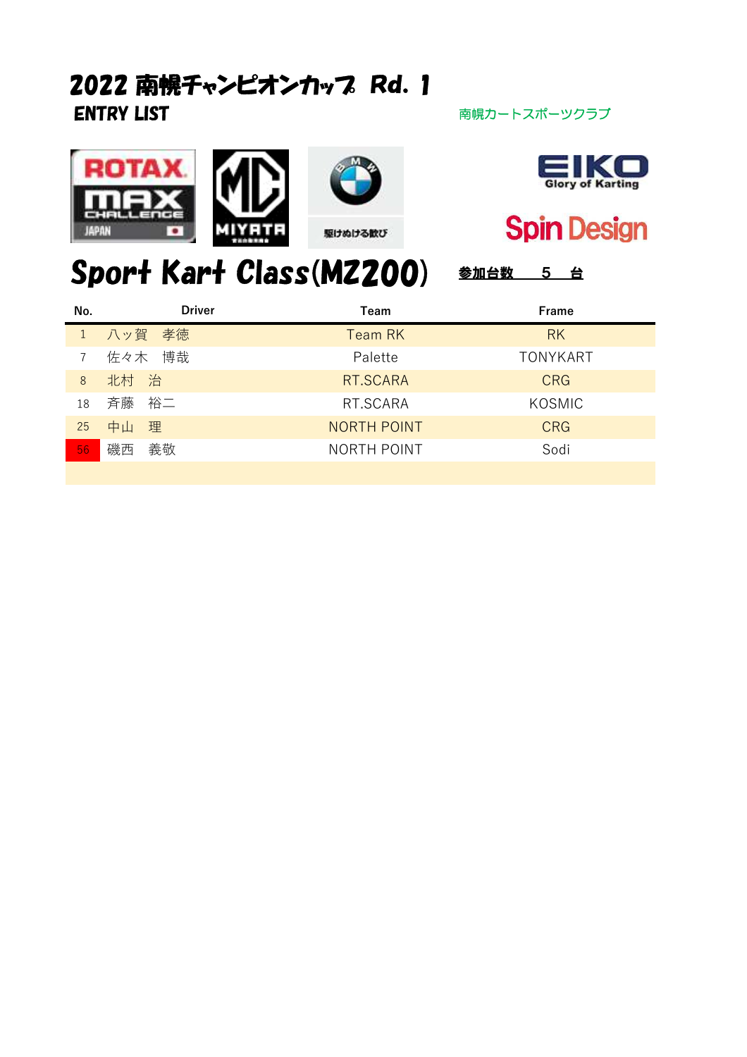# 2022 南幌チャンピオンカップ Rd. 1

**ENTRY LIST**

南幌カートスポーツクラブ

## Sport Kart Class(MZ200)

**参加台数　5　台**

| No. | Driver | Team | Frame |
|---|---|---|---|
| 1 | 八ッ賀　孝徳 | Team RK | RK |
| 7 | 佐々木　博哉 | Palette | TONYKART |
| 8 | 北村　治 | RT.SCARA | CRG |
| 18 | 斉藤　裕二 | RT.SCARA | KOSMIC |
| 25 | 中山　理 | NORTH POINT | CRG |
| 56 | 磯西　義敬 | NORTH POINT | Sodi |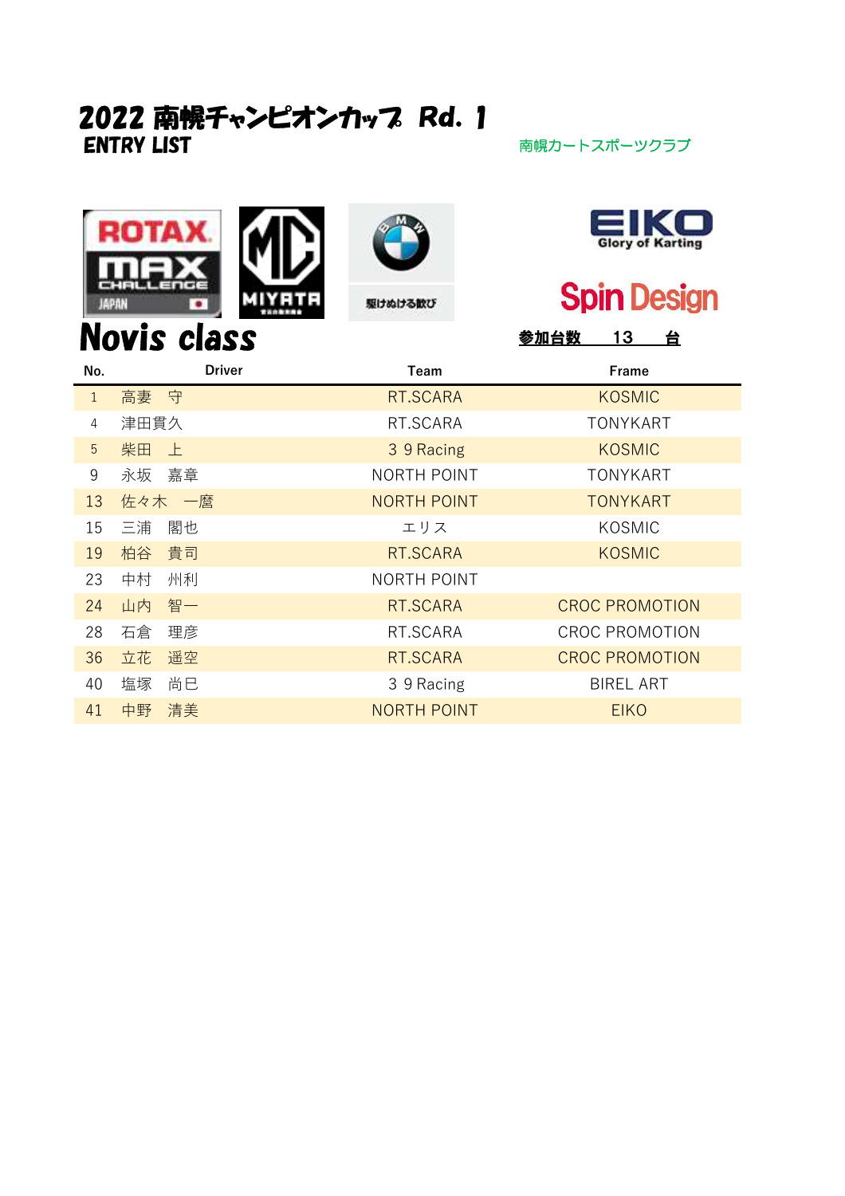# 2022 南幌チャンピオンカップ Rd. 1

**ENTRY LIST**

南幌カートスポーツクラブ

## Novis class

**参加台数　13　台**

| No. | Driver | Team | Frame |
|---|---|---|---|
| 1 | 高妻　守 | RT.SCARA | KOSMIC |
| 4 | 津田貫久 | RT.SCARA | TONYKART |
| 5 | 柴田　上 | 3 9 Racing | KOSMIC |
| 9 | 永坂　嘉章 | NORTH POINT | TONYKART |
| 13 | 佐々木　一麿 | NORTH POINT | TONYKART |
| 15 | 三浦　閣也 | エリス | KOSMIC |
| 19 | 柏谷　貴司 | RT.SCARA | KOSMIC |
| 23 | 中村　州利 | NORTH POINT | |
| 24 | 山内　智一 | RT.SCARA | CROC PROMOTION |
| 28 | 石倉　理彦 | RT.SCARA | CROC PROMOTION |
| 36 | 立花　遥空 | RT.SCARA | CROC PROMOTION |
| 40 | 塩塚　尚巳 | 3 9 Racing | BIREL ART |
| 41 | 中野　清美 | NORTH POINT | EIKO |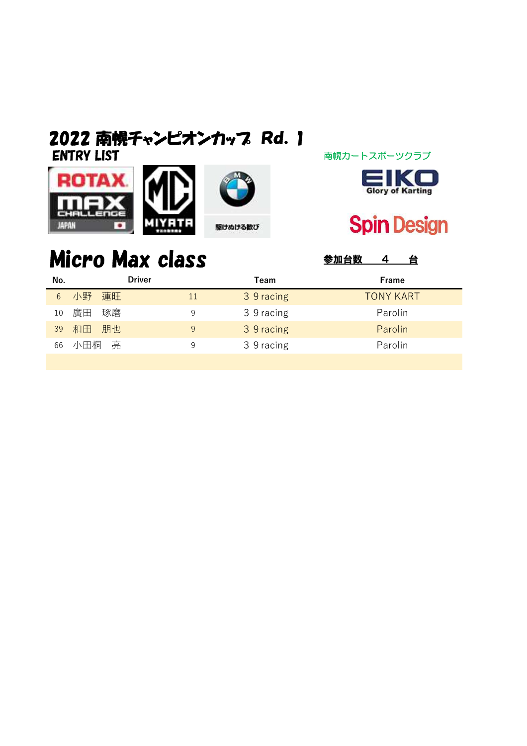# 2022 南幌チャンピオンカップ Rd. 1

ENTRY LIST

南幌カートスポーツクラブ

## Micro Max class

**参加台数　4　台**

| No. | Driver | | Team | Frame |
|---|---|---|---|---|
| 6 | 小野　蓮旺 | 11 | ３９racing | TONY KART |
| 10 | 廣田　琢磨 | 9 | ３９racing | Parolin |
| 39 | 和田　朋也 | 9 | ３９racing | Parolin |
| 66 | 小田桐　亮 | 9 | ３９racing | Parolin |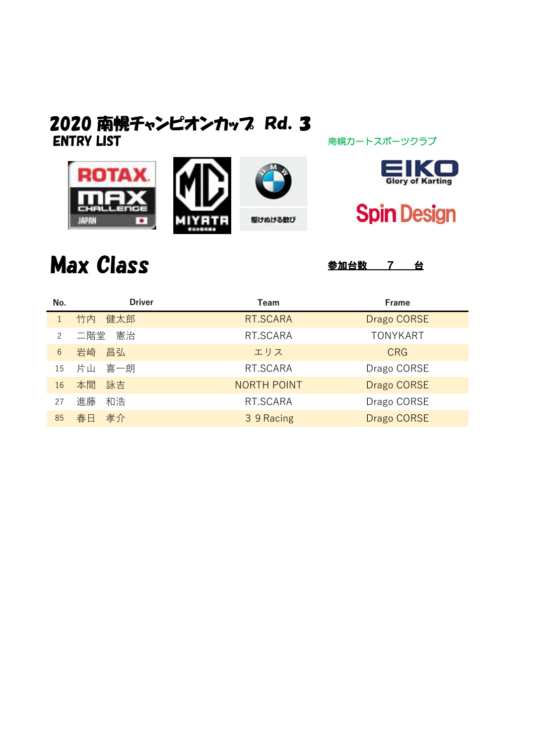# 2020 南幌チャンピオンカップ Rd. 3

**ENTRY LIST**

南幌カートスポーツクラブ

ROTAX MAX CHALLENGE JAPAN

MIYATA

駆けぬける歓び

EIKO Glory of Karting

Spin Design

## Max Class

**参加台数　　7　　台**

| No. | Driver | Team | Frame |
|---|---|---|---|
| 1 | 竹内　健太郎 | RT.SCARA | Drago CORSE |
| 2 | 二階堂　憲治 | RT.SCARA | TONYKART |
| 6 | 岩崎　昌弘 | エリス | CRG |
| 15 | 片山　喜一朗 | RT.SCARA | Drago CORSE |
| 16 | 本間　詠吉 | NORTH POINT | Drago CORSE |
| 27 | 進藤　和浩 | RT.SCARA | Drago CORSE |
| 85 | 春日　孝介 | 3 9 Racing | Drago CORSE |